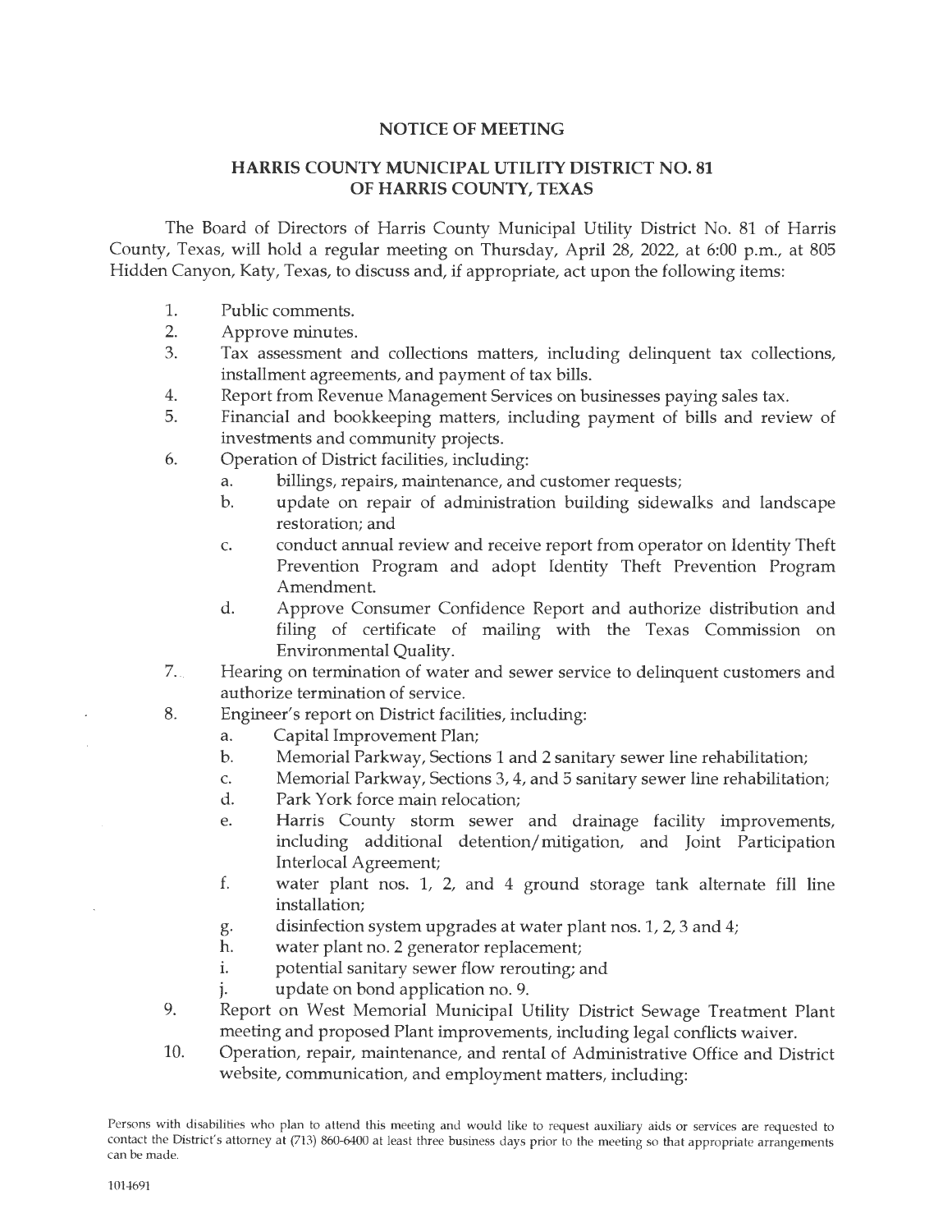## NOTICE OF MEETING

## HARRIS COUNTY MUNICIPAL UTILITY DISTRICT NO. 81 OF HARRIS COUNTY, TEXAS

The Board of Directors of Harris County Municipal Utility District No. 81 of Harris County, Texas, will hold a regular meeting on Thursday, April 28, 2022, at 6:00 p.m., at 805 Hidden Canyon, Katy, Texas, to discuss and, if appropriate, act upon the following items:

1. Public comments.
2. Approve minutes.
3. Tax assessment and collections matters, including delinquent tax collections, installment agreements, and payment of tax bills.
4. Report from Revenue Management Services on businesses paying sales tax.
5. Financial and bookkeeping matters, including payment of bills and review of investments and community projects.
6. Operation of District facilities, including:
   a. billings, repairs, maintenance, and customer requests;
   b. update on repair of administration building sidewalks and landscape restoration; and
   c. conduct annual review and receive report from operator on Identity Theft Prevention Program and adopt Identity Theft Prevention Program Amendment.
   d. Approve Consumer Confidence Report and authorize distribution and filing of certificate of mailing with the Texas Commission on Environmental Quality.
7. Hearing on termination of water and sewer service to delinquent customers and authorize termination of service.
8. Engineer's report on District facilities, including:
   a. Capital Improvement Plan;
   b. Memorial Parkway, Sections 1 and 2 sanitary sewer line rehabilitation;
   c. Memorial Parkway, Sections 3, 4, and 5 sanitary sewer line rehabilitation;
   d. Park York force main relocation;
   e. Harris County storm sewer and drainage facility improvements, including additional detention/mitigation, and Joint Participation Interlocal Agreement;
   f. water plant nos. 1, 2, and 4 ground storage tank alternate fill line installation;
   g. disinfection system upgrades at water plant nos. 1, 2, 3 and 4;
   h. water plant no. 2 generator replacement;
   i. potential sanitary sewer flow rerouting; and
   j. update on bond application no. 9.
9. Report on West Memorial Municipal Utility District Sewage Treatment Plant meeting and proposed Plant improvements, including legal conflicts waiver.
10. Operation, repair, maintenance, and rental of Administrative Office and District website, communication, and employment matters, including:

Persons with disabilities who plan to attend this meeting and would like to request auxiliary aids or services are requested to contact the District's attorney at (713) 860-6400 at least three business days prior to the meeting so that appropriate arrangements can be made.

1014691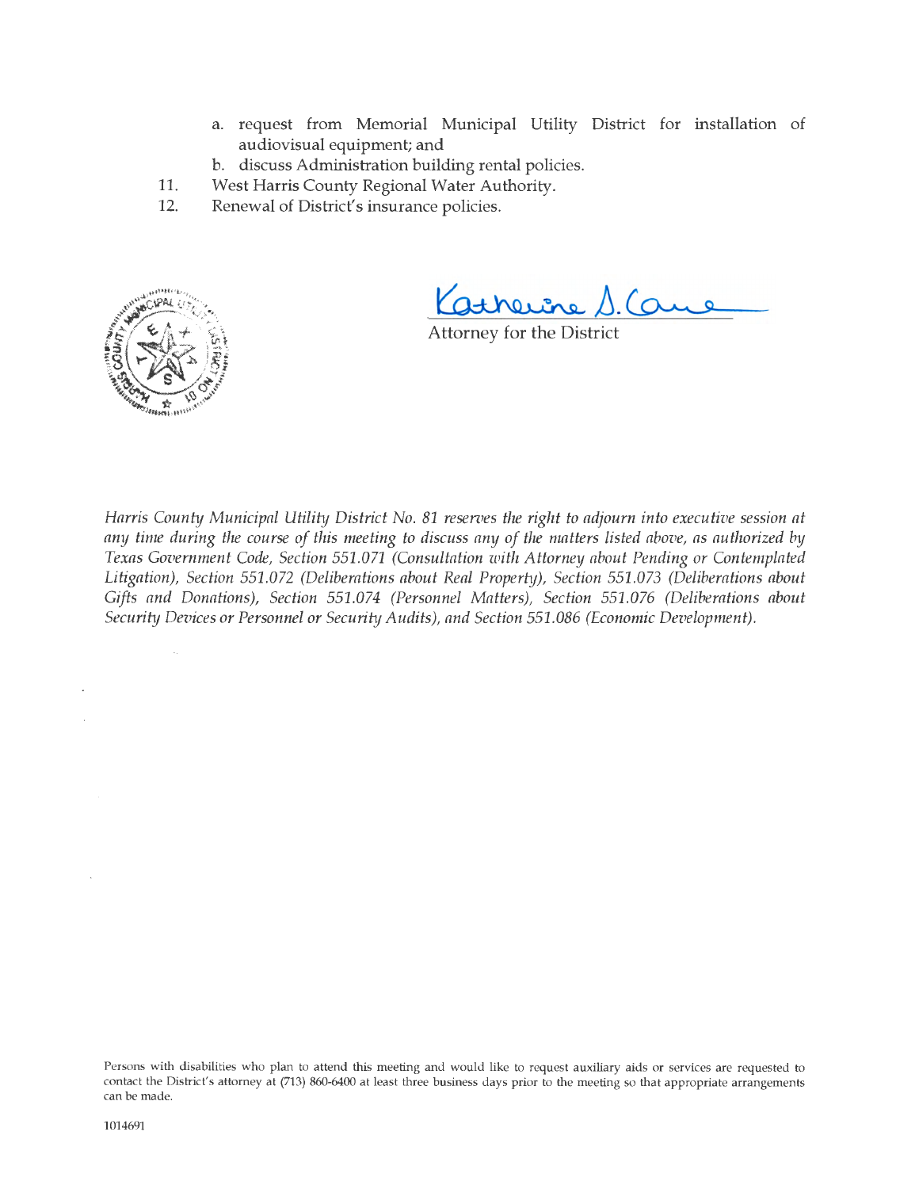a. request from Memorial Municipal Utility District for installation of audiovisual equipment; and
   b. discuss Administration building rental policies.

11. West Harris County Regional Water Authority.
12. Renewal of District's insurance policies.

Katherine S. Crane

Attorney for the District

*Harris County Municipal Utility District No. 81 reserves the right to adjourn into executive session at any time during the course of this meeting to discuss any of the matters listed above, as authorized by Texas Government Code, Section 551.071 (Consultation with Attorney about Pending or Contemplated Litigation), Section 551.072 (Deliberations about Real Property), Section 551.073 (Deliberations about Gifts and Donations), Section 551.074 (Personnel Matters), Section 551.076 (Deliberations about Security Devices or Personnel or Security Audits), and Section 551.086 (Economic Development).*

Persons with disabilities who plan to attend this meeting and would like to request auxiliary aids or services are requested to contact the District's attorney at (713) 860-6400 at least three business days prior to the meeting so that appropriate arrangements can be made.

1014691